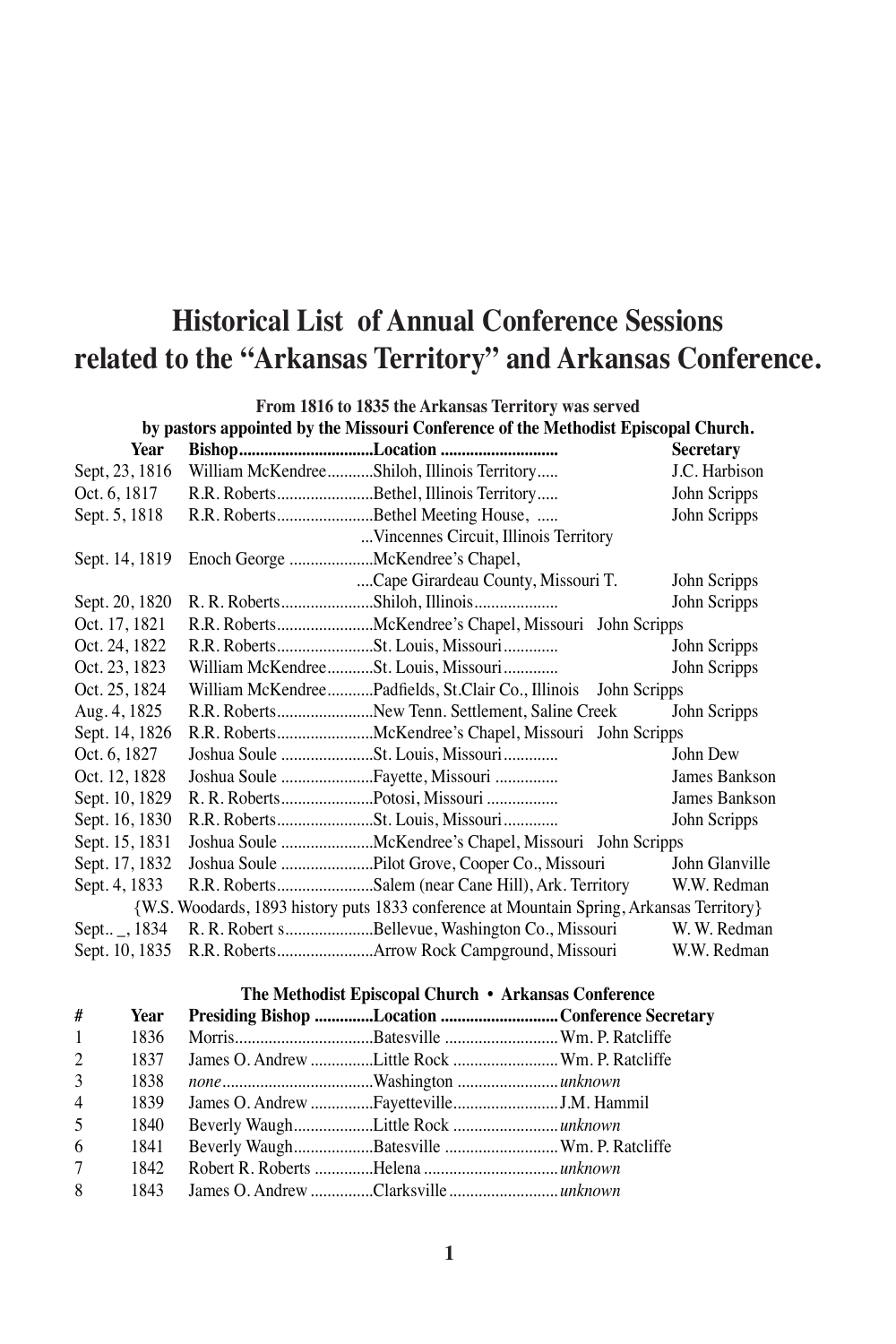# Historical List of Annual Conference Sessions related to the "Arkansas Territory" and Arkansas Conference.

**From 1816 to 1835 the Arkansas Territory was served by pastors appointed by the Missouri Conference of the Methodist Episcopal Church.**

| Year | Bishop | Location | Secretary |
|---|---|---|---|
| Sept, 23, 1816 | William McKendree | Shiloh, Illinois Territory | J.C. Harbison |
| Oct. 6, 1817 | R.R. Roberts | Bethel, Illinois Territory | John Scripps |
| Sept. 5, 1818 | R.R. Roberts | Bethel Meeting House, ... Vincennes Circuit, Illinois Territory | John Scripps |
| Sept. 14, 1819 | Enoch George | McKendree's Chapel, ... Cape Girardeau County, Missouri T. | John Scripps |
| Sept. 20, 1820 | R. R. Roberts | Shiloh, Illinois | John Scripps |
| Oct. 17, 1821 | R.R. Roberts | McKendree's Chapel, Missouri | John Scripps |
| Oct. 24, 1822 | R.R. Roberts | St. Louis, Missouri | John Scripps |
| Oct. 23, 1823 | William McKendree | St. Louis, Missouri | John Scripps |
| Oct. 25, 1824 | William McKendree | Padfields, St.Clair Co., Illinois | John Scripps |
| Aug. 4, 1825 | R.R. Roberts | New Tenn. Settlement, Saline Creek | John Scripps |
| Sept. 14, 1826 | R.R. Roberts | McKendree's Chapel, Missouri | John Scripps |
| Oct. 6, 1827 | Joshua Soule | St. Louis, Missouri | John Dew |
| Oct. 12, 1828 | Joshua Soule | Fayette, Missouri | James Bankson |
| Sept. 10, 1829 | R. R. Roberts | Potosi, Missouri | James Bankson |
| Sept. 16, 1830 | R.R. Roberts | St. Louis, Missouri | John Scripps |
| Sept. 15, 1831 | Joshua Soule | McKendree's Chapel, Missouri | John Scripps |
| Sept. 17, 1832 | Joshua Soule | Pilot Grove, Cooper Co., Missouri | John Glanville |
| Sept. 4, 1833 | R.R. Roberts | Salem (near Cane Hill), Ark. Territory | W.W. Redman |
| {W.S. Woodards, 1893 history puts 1833 conference at Mountain Spring, Arkansas Territory} | | | |
| Sept.. _, 1834 | R. R. Robert s | Bellevue, Washington Co., Missouri | W. W. Redman |
| Sept. 10, 1835 | R.R. Roberts | Arrow Rock Campground, Missouri | W.W. Redman |

**The Methodist Episcopal Church • Arkansas Conference**

| # | Year | Presiding Bishop | Location | Conference Secretary |
|---|---|---|---|---|
| 1 | 1836 | Morris | Batesville | Wm. P. Ratcliffe |
| 2 | 1837 | James O. Andrew | Little Rock | Wm. P. Ratcliffe |
| 3 | 1838 | *none* | Washington | *unknown* |
| 4 | 1839 | James O. Andrew | Fayetteville | J.M. Hammil |
| 5 | 1840 | Beverly Waugh | Little Rock | *unknown* |
| 6 | 1841 | Beverly Waugh | Batesville | Wm. P. Ratcliffe |
| 7 | 1842 | Robert R. Roberts | Helena | *unknown* |
| 8 | 1843 | James O. Andrew | Clarksville | *unknown* |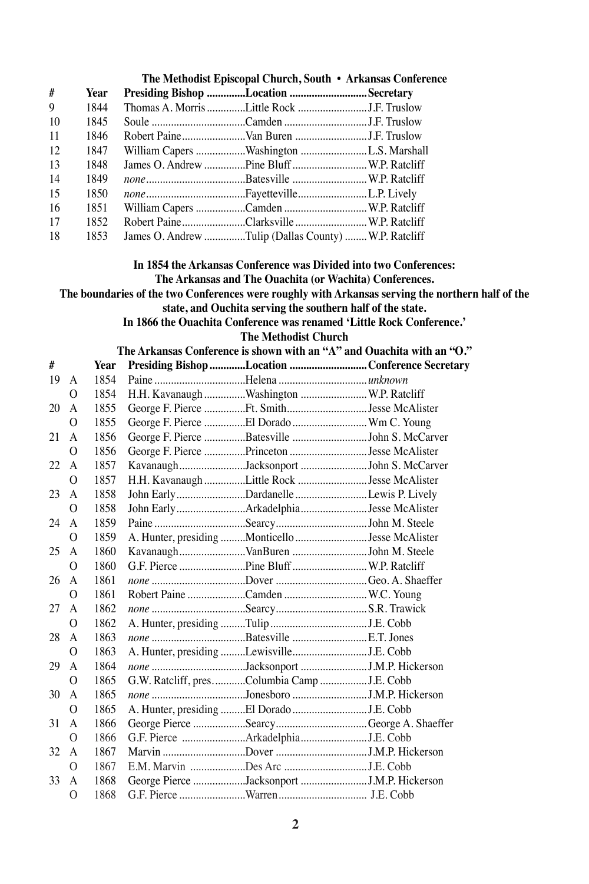### The Methodist Episcopal Church, South • Arkansas Conference

| # | Year | Presiding Bishop | Location | Secretary |
|---|---|---|---|---|
| 9 | 1844 | Thomas A. Morris | Little Rock | J.F. Truslow |
| 10 | 1845 | Soule | Camden | J.F. Truslow |
| 11 | 1846 | Robert Paine | Van Buren | J.F. Truslow |
| 12 | 1847 | William Capers | Washington | L.S. Marshall |
| 13 | 1848 | James O. Andrew | Pine Bluff | W.P. Ratcliff |
| 14 | 1849 | *none* | Batesville | W.P. Ratcliff |
| 15 | 1850 | *none* | Fayetteville | L.P. Lively |
| 16 | 1851 | William Capers | Camden | W.P. Ratcliff |
| 17 | 1852 | Robert Paine | Clarksville | W.P. Ratcliff |
| 18 | 1853 | James O. Andrew | Tulip (Dallas County) | W.P. Ratcliff |

**In 1854 the Arkansas Conference was Divided into two Conferences:**
**The Arkansas and The Ouachita (or Wachita) Conferences.**
**The boundaries of the two Conferences were roughly with Arkansas serving the northern half of the state, and Ouchita serving the southern half of the state.**
**In 1866 the Ouachita Conference was renamed 'Little Rock Conference.'**

### The Methodist Church

**The Arkansas Conference is shown with an "A" and Ouachita with an "O."**

| # | | Year | Presiding Bishop | Location | Conference Secretary |
|---|---|---|---|---|---|
| 19 | A | 1854 | Paine | Helena | *unknown* |
| | O | 1854 | H.H. Kavanaugh | Washington | W.P. Ratcliff |
| 20 | A | 1855 | George F. Pierce | Ft. Smith | Jesse McAlister |
| | O | 1855 | George F. Pierce | El Dorado | Wm C. Young |
| 21 | A | 1856 | George F. Pierce | Batesville | John S. McCarver |
| | O | 1856 | George F. Pierce | Princeton | Jesse McAlister |
| 22 | A | 1857 | Kavanaugh | Jacksonport | John S. McCarver |
| | O | 1857 | H.H. Kavanaugh | Little Rock | Jesse McAlister |
| 23 | A | 1858 | John Early | Dardanelle | Lewis P. Lively |
| | O | 1858 | John Early | Arkadelphia | Jesse McAlister |
| 24 | A | 1859 | Paine | Searcy | John M. Steele |
| | O | 1859 | A. Hunter, presiding | Monticello | Jesse McAlister |
| 25 | A | 1860 | Kavanaugh | VanBuren | John M. Steele |
| | O | 1860 | G.F. Pierce | Pine Bluff | W.P. Ratcliff |
| 26 | A | 1861 | *none* | Dover | Geo. A. Shaeffer |
| | O | 1861 | Robert Paine | Camden | W.C. Young |
| 27 | A | 1862 | *none* | Searcy | S.R. Trawick |
| | O | 1862 | A. Hunter, presiding | Tulip | J.E. Cobb |
| 28 | A | 1863 | *none* | Batesville | E.T. Jones |
| | O | 1863 | A. Hunter, presiding | Lewisville | J.E. Cobb |
| 29 | A | 1864 | *none* | Jacksonport | J.M.P. Hickerson |
| | O | 1865 | G.W. Ratcliff, pres. | Columbia Camp | J.E. Cobb |
| 30 | A | 1865 | *none* | Jonesboro | J.M.P. Hickerson |
| | O | 1865 | A. Hunter, presiding | El Dorado | J.E. Cobb |
| 31 | A | 1866 | George Pierce | Searcy | George A. Shaeffer |
| | O | 1866 | G.F. Pierce | Arkadelphia | J.E. Cobb |
| 32 | A | 1867 | Marvin | Dover | J.M.P. Hickerson |
| | O | 1867 | E.M. Marvin | Des Arc | J.E. Cobb |
| 33 | A | 1868 | George Pierce | Jacksonport | J.M.P. Hickerson |
| | O | 1868 | G.F. Pierce | Warren | J.E. Cobb |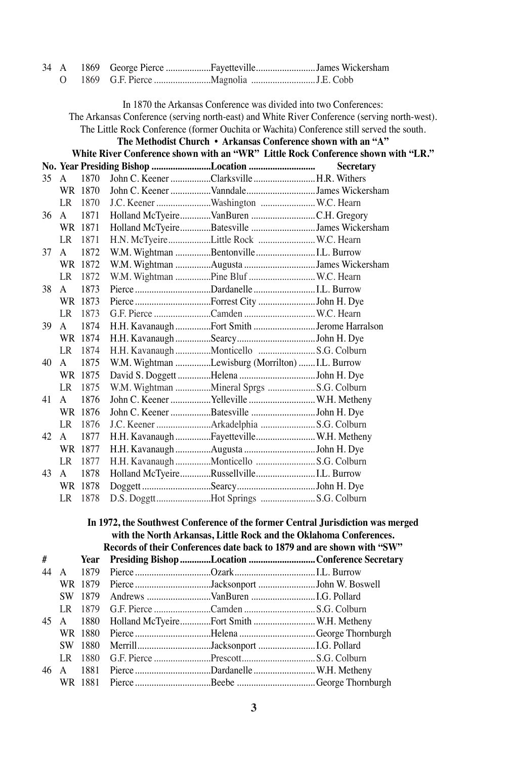| No. | | Year | Presiding Bishop | Location | Secretary |
|---|---|---|---|---|---|
| 34 | A | 1869 | George Pierce | Fayetteville | James Wickersham |
| | O | 1869 | G.F. Pierce | Magnolia | J.E. Cobb |

In 1870 the Arkansas Conference was divided into two Conferences:
The Arkansas Conference (serving north-east) and White River Conference (serving north-west).
The Little Rock Conference (former Ouchita or Wachita) Conference still served the south.

**The Methodist Church • Arkansas Conference shown with an "A"**
**White River Conference shown with an "WR" Little Rock Conference shown with "LR."**

| No. | | Year | Presiding Bishop | Location | Secretary |
|---|---|---|---|---|---|
| 35 | A | 1870 | John C. Keener | Clarksville | H.R. Withers |
| | WR | 1870 | John C. Keener | Vanndale | James Wickersham |
| | LR | 1870 | J.C. Keener | Washington | W.C. Hearn |
| 36 | A | 1871 | Holland McTyeire | VanBuren | C.H. Gregory |
| | WR | 1871 | Holland McTyeire | Batesville | James Wickersham |
| | LR | 1871 | H.N. McTyeire | Little Rock | W.C. Hearn |
| 37 | A | 1872 | W.M. Wightman | Bentonville | I.L. Burrow |
| | WR | 1872 | W.M. Wightman | Augusta | James Wickersham |
| | LR | 1872 | W.M. Wightman | Pine Bluf | W.C. Hearn |
| 38 | A | 1873 | Pierce | Dardanelle | I.L. Burrow |
| | WR | 1873 | Pierce | Forrest City | John H. Dye |
| | LR | 1873 | G.F. Pierce | Camden | W.C. Hearn |
| 39 | A | 1874 | H.H. Kavanaugh | Fort Smith | Jerome Harralson |
| | WR | 1874 | H.H. Kavanaugh | Searcy | John H. Dye |
| | LR | 1874 | H.H. Kavanaugh | Monticello | S.G. Colburn |
| 40 | A | 1875 | W.M. Wightman | Lewisburg (Morrilton) | I.L. Burrow |
| | WR | 1875 | David S. Doggett | Helena | John H. Dye |
| | LR | 1875 | W.M. Wightman | Mineral Sprgs | S.G. Colburn |
| 41 | A | 1876 | John C. Keener | Yelleville | W.H. Metheny |
| | WR | 1876 | John C. Keener | Batesville | John H. Dye |
| | LR | 1876 | J.C. Keener | Arkadelphia | S.G. Colburn |
| 42 | A | 1877 | H.H. Kavanaugh | Fayetteville | W.H. Metheny |
| | WR | 1877 | H.H. Kavanaugh | Augusta | John H. Dye |
| | LR | 1877 | H.H. Kavanaugh | Monticello | S.G. Colburn |
| 43 | A | 1878 | Holland McTyeire | Russellville | I.L. Burrow |
| | WR | 1878 | Doggett | Searcy | John H. Dye |
| | LR | 1878 | D.S. Doggtt | Hot Springs | S.G. Colburn |

**In 1972, the Southwest Conference of the former Central Jurisdiction was merged with the North Arkansas, Little Rock and the Oklahoma Conferences. Records of their Conferences date back to 1879 and are shown with "SW"**

| # | | Year | Presiding Bishop | Location | Conference Secretary |
|---|---|---|---|---|---|
| 44 | A | 1879 | Pierce | Ozark | I.L. Burrow |
| | WR | 1879 | Pierce | Jacksonport | John W. Boswell |
| | SW | 1879 | Andrews | VanBuren | I.G. Pollard |
| | LR | 1879 | G.F. Pierce | Camden | S.G. Colburn |
| 45 | A | 1880 | Holland McTyeire | Fort Smith | W.H. Metheny |
| | WR | 1880 | Pierce | Helena | George Thornburgh |
| | SW | 1880 | Merrill | Jacksonport | I.G. Pollard |
| | LR | 1880 | G.F. Pierce | Prescott | S.G. Colburn |
| 46 | A | 1881 | Pierce | Dardanelle | W.H. Metheny |
| | WR | 1881 | Pierce | Beebe | George Thornburgh |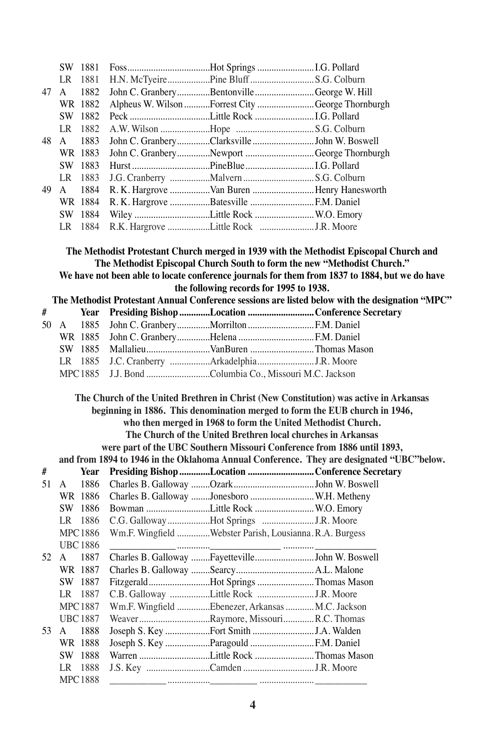| # | | Year | Presiding Bishop | Location | Conference Secretary |
|---|---|---|---|---|---|
| | SW | 1881 | Foss | Hot Springs | I.G. Pollard |
| | LR | 1881 | H.N. McTyeire | Pine Bluff | S.G. Colburn |
| 47 | A | 1882 | John C. Granbery | Bentonville | George W. Hill |
| | WR | 1882 | Alpheus W. Wilson | Forrest City | George Thornburgh |
| | SW | 1882 | Peck | Little Rock | I.G. Pollard |
| | LR | 1882 | A.W. Wilson | Hope | S.G. Colburn |
| 48 | A | 1883 | John C. Granbery | Clarksville | John W. Boswell |
| | WR | 1883 | John C. Granbery | Newport | George Thornburgh |
| | SW | 1883 | Hurst | PineBlue | I.G. Pollard |
| | LR | 1883 | J.G. Cranberry | Malvern | S.G. Colburn |
| 49 | A | 1884 | R. K. Hargrove | Van Buren | Henry Hanesworth |
| | WR | 1884 | R. K. Hargrove | Batesville | F.M. Daniel |
| | SW | 1884 | Wiley | Little Rock | W.O. Emory |
| | LR | 1884 | R.K. Hargrove | Little Rock | J.R. Moore |

**The Methodist Protestant Church merged in 1939 with the Methodist Episcopal Church and The Methodist Episcopal Church South to form the new "Methodist Church." We have not been able to locate conference journals for them from 1837 to 1884, but we do have the following records for 1995 to 1938. The Methodist Protestant Annual Conference sessions are listed below with the designation "MPC"**

| # | | Year | Presiding Bishop | Location | Conference Secretary |
|---|---|---|---|---|---|
| 50 | A | 1885 | John C. Granbery | Morrilton | F.M. Daniel |
| | WR | 1885 | John C. Granbery | Helena | F.M. Daniel |
| | SW | 1885 | Mallalieu | VanBuren | Thomas Mason |
| | LR | 1885 | J.C. Cranberry | Arkadelphia | J.R. Moore |
| | MPC | 1885 | J.J. Bond | Columbia Co., Missouri | M.C. Jackson |

**The Church of the United Brethren in Christ (New Constitution) was active in Arkansas beginning in 1886. This denomination merged to form the EUB church in 1946, who then merged in 1968 to form the United Methodist Church. The Church of the United Brethren local churches in Arkansas were part of the UBC Southern Missouri Conference from 1886 until 1893, and from 1894 to 1946 in the Oklahoma Annual Conference. They are designated "UBC"below.**

| # | | Year | Presiding Bishop | Location | Conference Secretary |
|---|---|---|---|---|---|
| 51 | A | 1886 | Charles B. Galloway | Ozark | John W. Boswell |
| | WR | 1886 | Charles B. Galloway | Jonesboro | W.H. Metheny |
| | SW | 1886 | Bowman | Little Rock | W.O. Emory |
| | LR | 1886 | C.G. Galloway | Hot Springs | J.R. Moore |
| | MPC | 1886 | Wm.F. Wingfield | Webster Parish, Lousianna | R.A. Burgess |
| | UBC | 1886 | ______________ | ______________ | ______________ |
| 52 | A | 1887 | Charles B. Galloway | Fayetteville | John W. Boswell |
| | WR | 1887 | Charles B. Galloway | Searcy | A.L. Malone |
| | SW | 1887 | Fitzgerald | Hot Springs | Thomas Mason |
| | LR | 1887 | C.B. Galloway | Little Rock | J.R. Moore |
| | MPC | 1887 | Wm.F. Wingfield | Ebenezer, Arkansas | M.C. Jackson |
| | UBC | 1887 | Weaver | Raymore, Missouri | R.C. Thomas |
| 53 | A | 1888 | Joseph S. Key | Fort Smith | J.A. Walden |
| | WR | 1888 | Joseph S. Key | Paragould | F.M. Daniel |
| | SW | 1888 | Warren | Little Rock | Thomas Mason |
| | LR | 1888 | J.S. Key | Camden | J.R. Moore |
| | MPC | 1888 | ____________ | __________ | ___________ |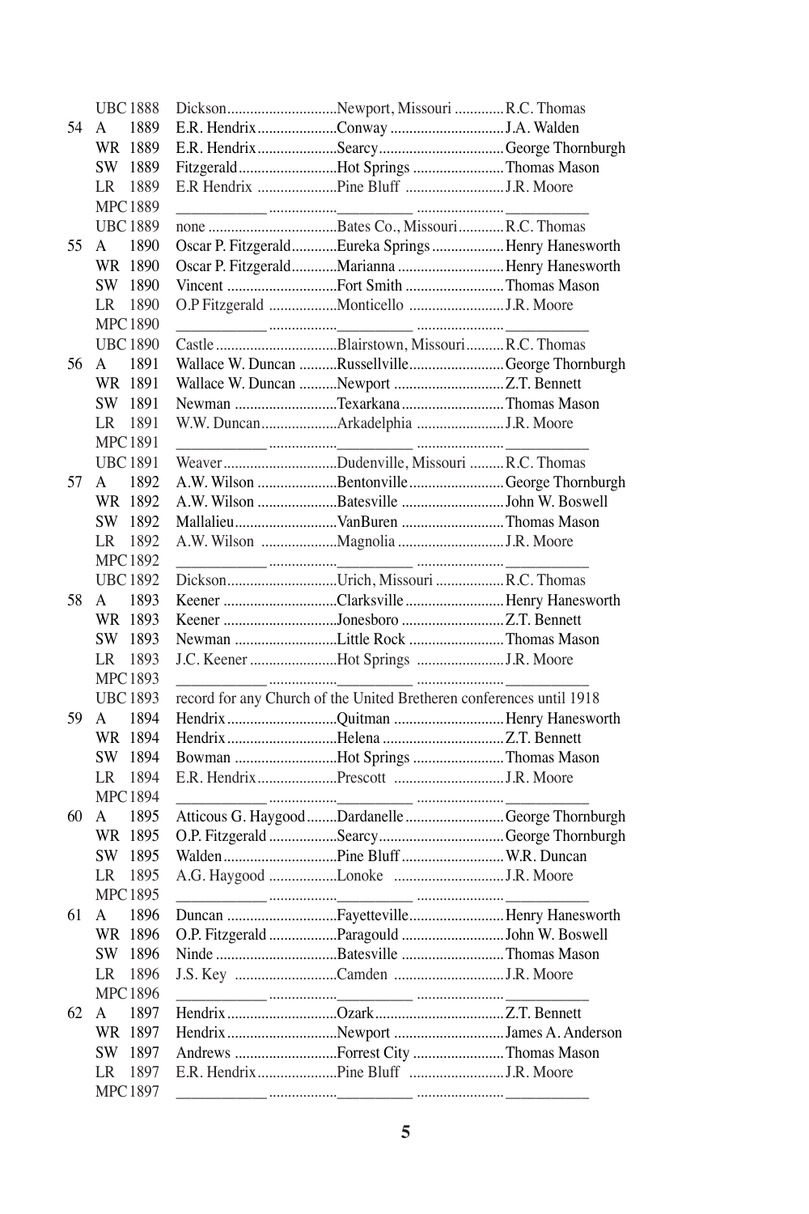| | | | | | |
|---|---|---|---|---|---|
| | UBC | 1888 | Dickson | Newport, Missouri | R.C. Thomas |
| 54 | A | 1889 | E.R. Hendrix | Conway | J.A. Walden |
| | WR | 1889 | E.R. Hendrix | Searcy | George Thornburgh |
| | SW | 1889 | Fitzgerald | Hot Springs | Thomas Mason |
| | LR | 1889 | E.R Hendrix | Pine Bluff | J.R. Moore |
| | MPC | 1889 | ____________ | __________ | ___________ |
| | UBC | 1889 | none | Bates Co., Missouri | R.C. Thomas |
| 55 | A | 1890 | Oscar P. Fitzgerald | Eureka Springs | Henry Hanesworth |
| | WR | 1890 | Oscar P. Fitzgerald | Marianna | Henry Hanesworth |
| | SW | 1890 | Vincent | Fort Smith | Thomas Mason |
| | LR | 1890 | O.P Fitzgerald | Monticello | J.R. Moore |
| | MPC | 1890 | ____________ | __________ | ___________ |
| | UBC | 1890 | Castle | Blairstown, Missouri | R.C. Thomas |
| 56 | A | 1891 | Wallace W. Duncan | Russellville | George Thornburgh |
| | WR | 1891 | Wallace W. Duncan | Newport | Z.T. Bennett |
| | SW | 1891 | Newman | Texarkana | Thomas Mason |
| | LR | 1891 | W.W. Duncan | Arkadelphia | J.R. Moore |
| | MPC | 1891 | ____________ | __________ | ___________ |
| | UBC | 1891 | Weaver | Dudenville, Missouri | R.C. Thomas |
| 57 | A | 1892 | A.W. Wilson | Bentonville | George Thornburgh |
| | WR | 1892 | A.W. Wilson | Batesville | John W. Boswell |
| | SW | 1892 | Mallalieu | VanBuren | Thomas Mason |
| | LR | 1892 | A.W. Wilson | Magnolia | J.R. Moore |
| | MPC | 1892 | ____________ | __________ | ___________ |
| | UBC | 1892 | Dickson | Urich, Missouri | R.C. Thomas |
| 58 | A | 1893 | Keener | Clarksville | Henry Hanesworth |
| | WR | 1893 | Keener | Jonesboro | Z.T. Bennett |
| | SW | 1893 | Newman | Little Rock | Thomas Mason |
| | LR | 1893 | J.C. Keener | Hot Springs | J.R. Moore |
| | MPC | 1893 | ____________ | __________ | ___________ |
| | UBC | 1893 | record for any Church of the United Bretheren conferences until 1918 | | |
| 59 | A | 1894 | Hendrix | Quitman | Henry Hanesworth |
| | WR | 1894 | Hendrix | Helena | Z.T. Bennett |
| | SW | 1894 | Bowman | Hot Springs | Thomas Mason |
| | LR | 1894 | E.R. Hendrix | Prescott | J.R. Moore |
| | MPC | 1894 | ____________ | __________ | ___________ |
| 60 | A | 1895 | Atticous G. Haygood | Dardanelle | George Thornburgh |
| | WR | 1895 | O.P. Fitzgerald | Searcy | George Thornburgh |
| | SW | 1895 | Walden | Pine Bluff | W.R. Duncan |
| | LR | 1895 | A.G. Haygood | Lonoke | J.R. Moore |
| | MPC | 1895 | ____________ | __________ | ___________ |
| 61 | A | 1896 | Duncan | Fayetteville | Henry Hanesworth |
| | WR | 1896 | O.P. Fitzgerald | Paragould | John W. Boswell |
| | SW | 1896 | Ninde | Batesville | Thomas Mason |
| | LR | 1896 | J.S. Key | Camden | J.R. Moore |
| | MPC | 1896 | ____________ | __________ | ___________ |
| 62 | A | 1897 | Hendrix | Ozark | Z.T. Bennett |
| | WR | 1897 | Hendrix | Newport | James A. Anderson |
| | SW | 1897 | Andrews | Forrest City | Thomas Mason |
| | LR | 1897 | E.R. Hendrix | Pine Bluff | J.R. Moore |
| | MPC | 1897 | ____________ | __________ | ___________ |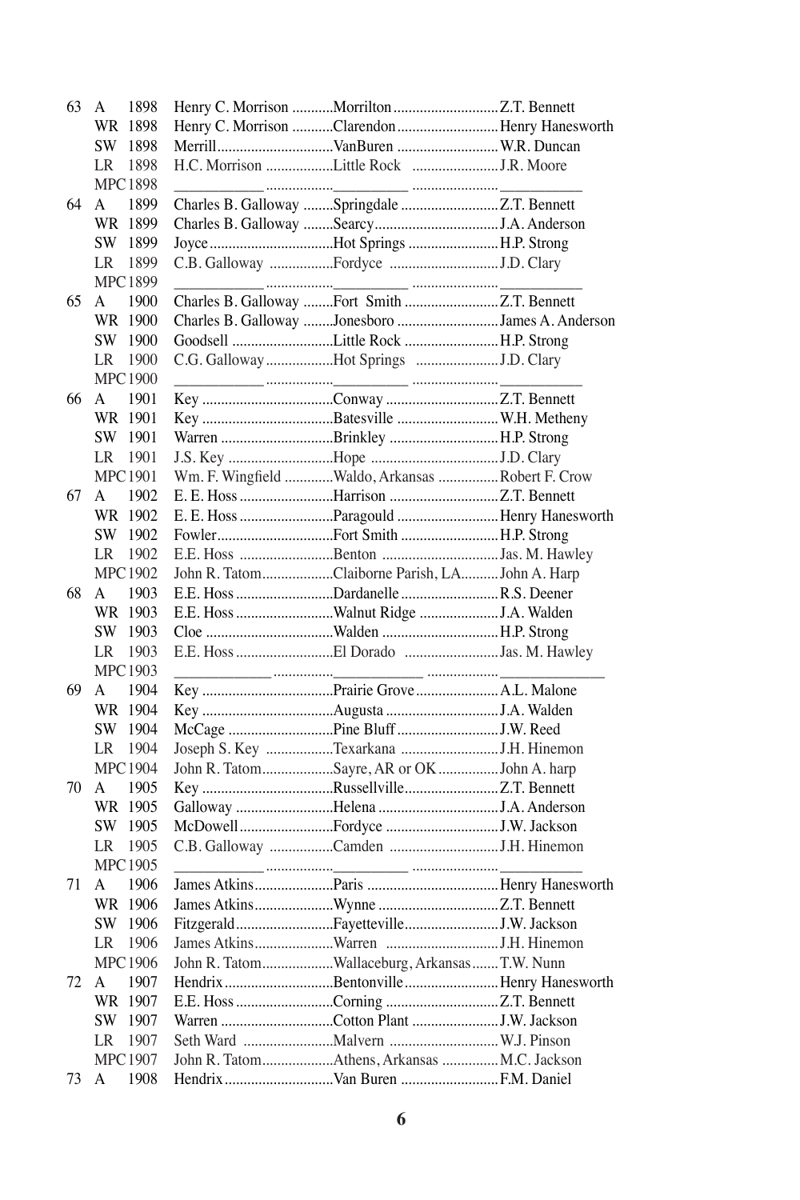| | | | | | |
|---|---|---|---|---|---|
| 63 | A | 1898 | Henry C. Morrison | Morrilton | Z.T. Bennett |
| | WR | 1898 | Henry C. Morrison | Clarendon | Henry Haneswort h |
| | SW | 1898 | Merrill | VanBuren | W.R. Duncan |
| | LR | 1898 | H.C. Morrison | Little Rock | J.R. Moore |
| | MPC | 1898 | ____________ | __________ | ___________ |
| 64 | A | 1899 | Charles B. Galloway | Springdale | Z.T. Bennett |
| | WR | 1899 | Charles B. Galloway | Searcy | J.A. Anderson |
| | SW | 1899 | Joyce | Hot Springs | H.P. Strong |
| | LR | 1899 | C.B. Galloway | Fordyce | J.D. Clary |
| | MPC | 1899 | ____________ | __________ | ___________ |
| 65 | A | 1900 | Charles B. Galloway | Fort Smith | Z.T. Bennett |
| | WR | 1900 | Charles B. Galloway | Jonesboro | James A. Anderson |
| | SW | 1900 | Goodsell | Little Rock | H.P. Strong |
| | LR | 1900 | C.G. Galloway | Hot Springs | J.D. Clary |
| | MPC | 1900 | ____________ | __________ | ___________ |
| 66 | A | 1901 | Key | Conway | Z.T. Bennett |
| | WR | 1901 | Key | Batesville | W.H. Metheny |
| | SW | 1901 | Warren | Brinkley | H.P. Strong |
| | LR | 1901 | J.S. Key | Hope | J.D. Clary |
| | MPC | 1901 | Wm. F. Wingfield | Waldo, Arkansas | Robert F. Crow |
| 67 | A | 1902 | E. E. Hoss | Harrison | Z.T. Bennett |
| | WR | 1902 | E. E. Hoss | Paragould | Henry Haneswort h |
| | SW | 1902 | Fowler | Fort Smith | H.P. Strong |
| | LR | 1902 | E.E. Hoss | Benton | Jas. M. Hawley |
| | MPC | 1902 | John R. Tatom | Claiborne Parish, LA | John A. Harp |
| 68 | A | 1903 | E.E. Hoss | Dardanelle | R.S. Deener |
| | WR | 1903 | E.E. Hoss | Walnut Ridge | J.A. Walden |
| | SW | 1903 | Cloe | Walden | H.P. Strong |
| | LR | 1903 | E.E. Hoss | El Dorado | Jas. M. Hawley |
| | MPC | 1903 | _____________ | ____________ | ______________ |
| 69 | A | 1904 | Key | Prairie Grove | A.L. Malone |
| | WR | 1904 | Key | Augusta | J.A. Walden |
| | SW | 1904 | McCage | Pine Bluff | J.W. Reed |
| | LR | 1904 | Joseph S. Key | Texarkana | J.H. Hinemon |
| | MPC | 1904 | John R. Tatom | Sayre, AR or OK | John A. harp |
| 70 | A | 1905 | Key | Russellville | Z.T. Bennett |
| | WR | 1905 | Galloway | Helena | J.A. Anderson |
| | SW | 1905 | McDowell | Fordyce | J.W. Jackson |
| | LR | 1905 | C.B. Galloway | Camden | J.H. Hinemon |
| | MPC | 1905 | ____________ | __________ | ___________ |
| 71 | A | 1906 | James Atkins | Paris | Henry Haneswort h |
| | WR | 1906 | James Atkins | Wynne | Z.T. Bennett |
| | SW | 1906 | Fitzgerald | Fayetteville | J.W. Jackson |
| | LR | 1906 | James Atkins | Warren | J.H. Hinemon |
| | MPC | 1906 | John R. Tatom | Wallaceburg, Arkansas | T.W. Nunn |
| 72 | A | 1907 | Hendrix | Bentonville | Henry Haneswort h |
| | WR | 1907 | E.E. Hoss | Corning | Z.T. Bennett |
| | SW | 1907 | Warren | Cotton Plant | J.W. Jackson |
| | LR | 1907 | Seth Ward | Malvern | W.J. Pinson |
| | MPC | 1907 | John R. Tatom | Athens, Arkansas | M.C. Jackson |
| 73 | A | 1908 | Hendrix | Van Buren | F.M. Daniel |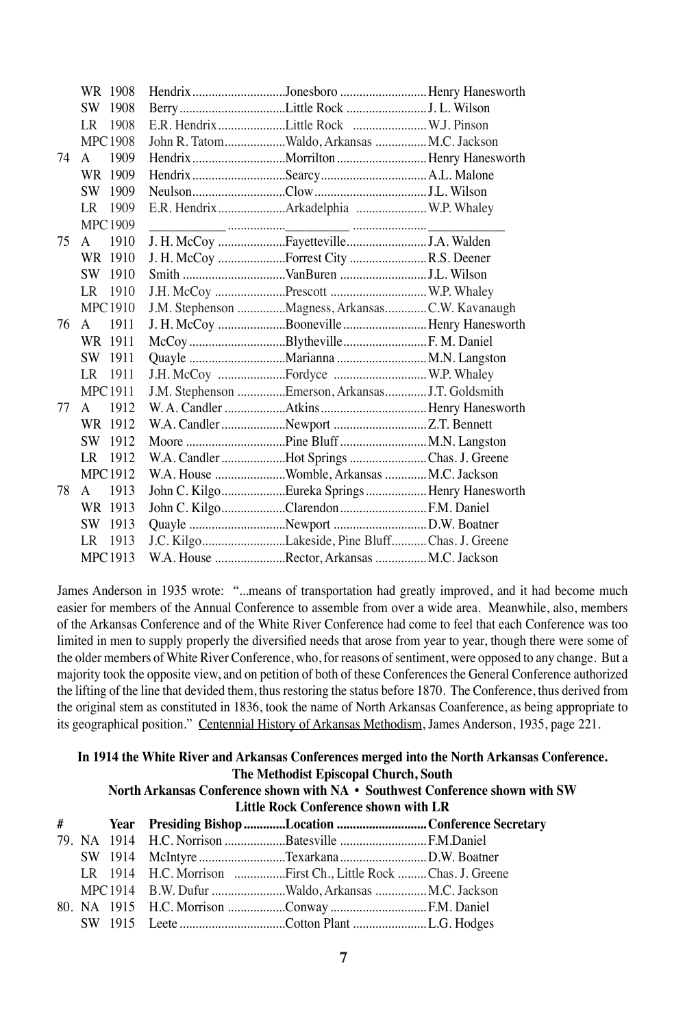| # | | Year | Presiding Bishop | Location | Conference Secretary |
|---|---|---|---|---|---|
| | WR | 1908 | Hendrix | Jonesboro | Henry Hanesworth |
| | SW | 1908 | Berry | Little Rock | J. L. Wilson |
| | LR | 1908 | E.R. Hendrix | Little Rock | W.J. Pinson |
| | MPC | 1908 | John R. Tatom | Waldo, Arkansas | M.C. Jackson |
| 74 | A | 1909 | Hendrix | Morrilton | Henry Hanesworth |
| | WR | 1909 | Hendrix | Searcy | A.L. Malone |
| | SW | 1909 | Neulson | Clow | J.L. Wilson |
| | LR | 1909 | E.R. Hendrix | Arkadelphia | W.P. Whaley |
| | MPC | 1909 | ____________ | __________ | ____________ |
| 75 | A | 1910 | J. H. McCoy | Fayetteville | J.A. Walden |
| | WR | 1910 | J. H. McCoy | Forrest City | R.S. Deener |
| | SW | 1910 | Smith | VanBuren | J.L. Wilson |
| | LR | 1910 | J.H. McCoy | Prescott | W.P. Whaley |
| | MPC | 1910 | J.M. Stephenson | Magness, Arkansas | C.W. Kavanaugh |
| 76 | A | 1911 | J. H. McCoy | Booneville | Henry Hanesworth |
| | WR | 1911 | McCoy | Blytheville | F. M. Daniel |
| | SW | 1911 | Quayle | Marianna | M.N. Langston |
| | LR | 1911 | J.H. McCoy | Fordyce | W.P. Whaley |
| | MPC | 1911 | J.M. Stephenson | Emerson, Arkansas | J.T. Goldsmith |
| 77 | A | 1912 | W. A. Candler | Atkins | Henry Hanesworth |
| | WR | 1912 | W.A. Candler | Newport | Z.T. Bennett |
| | SW | 1912 | Moore | Pine Bluff | M.N. Langston |
| | LR | 1912 | W.A. Candler | Hot Springs | Chas. J. Greene |
| | MPC | 1912 | W.A. House | Womble, Arkansas | M.C. Jackson |
| 78 | A | 1913 | John C. Kilgo | Eureka Springs | Henry Hanesworth |
| | WR | 1913 | John C. Kilgo | Clarendon | F.M. Daniel |
| | SW | 1913 | Quayle | Newport | D.W. Boatner |
| | LR | 1913 | J.C. Kilgo | Lakeside, Pine Bluff | Chas. J. Greene |
| | MPC | 1913 | W.A. House | Rector, Arkansas | M.C. Jackson |

James Anderson in 1935 wrote: "...means of transportation had greatly improved, and it had become much easier for members of the Annual Conference to assemble from over a wide area. Meanwhile, also, members of the Arkansas Conference and of the White River Conference had come to feel that each Conference was too limited in men to supply properly the diversified needs that arose from year to year, though there were some of the older members of White River Conference, who, for reasons of sentiment, were opposed to any change. But a majority took the opposite view, and on petition of both of these Conferences the General Conference authorized the lifting of the line that devided them, thus restoring the status before 1870. The Conference, thus derived from the original stem as constituted in 1836, took the name of North Arkansas Coanference, as being appropriate to its geographical position." Centennial History of Arkansas Methodism, James Anderson, 1935, page 221.

**In 1914 the White River and Arkansas Conferences merged into the North Arkansas Conference.**
**The Methodist Episcopal Church, South**
**North Arkansas Conference shown with NA • Southwest Conference shown with SW**
**Little Rock Conference shown with LR**

| # | | Year | Presiding Bishop | Location | Conference Secretary |
|---|---|---|---|---|---|
| 79. | NA | 1914 | H.C. Norrison | Batesville | F.M.Daniel |
| | SW | 1914 | McIntyre | Texarkana | D.W. Boatner |
| | LR | 1914 | H.C. Morrison | First Ch., Little Rock | Chas. J. Greene |
| | MPC | 1914 | B.W. Dufur | Waldo, Arkansas | M.C. Jackson |
| 80. | NA | 1915 | H.C. Morrison | Conway | F.M. Daniel |
| | SW | 1915 | Leete | Cotton Plant | L.G. Hodges |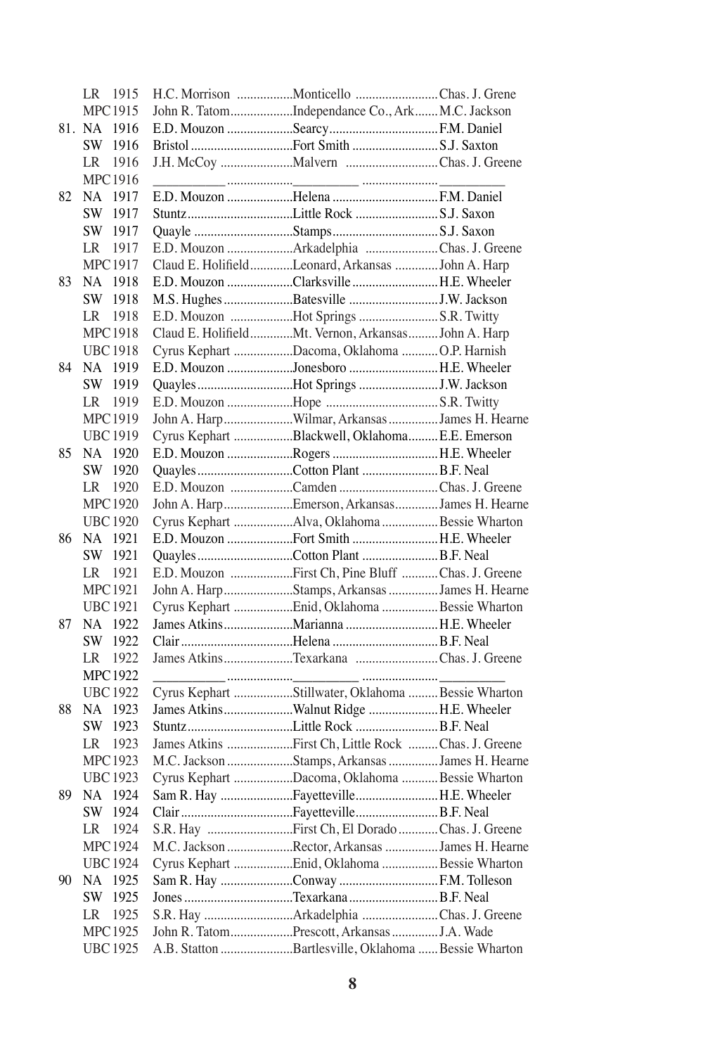| | | | | | |
|---|---|---|---|---|---|
| | LR | 1915 | H.C. Morrison | Monticello | Chas. J. Grene |
| | MPC | 1915 | John R. Tatom | Independance Co., Ark | M.C. Jackson |
| 81. | NA | 1916 | E.D. Mouzon | Searcy | F.M. Daniel |
| | SW | 1916 | Bristol | Fort Smith | S.J. Saxton |
| | LR | 1916 | J.H. McCoy | Malvern | Chas. J. Greene |
| | MPC | 1916 | __________ | __________ | __________ |
| 82 | NA | 1917 | E.D. Mouzon | Helena | F.M. Daniel |
| | SW | 1917 | Stuntz | Little Rock | S.J. Saxon |
| | SW | 1917 | Quayle | Stamps | S.J. Saxon |
| | LR | 1917 | E.D. Mouzon | Arkadelphia | Chas. J. Greene |
| | MPC | 1917 | Claud E. Holifield | Leonard, Arkansas | John A. Harp |
| 83 | NA | 1918 | E.D. Mouzon | Clarksville | H.E. Wheeler |
| | SW | 1918 | M.S. Hughes | Batesville | J.W. Jackson |
| | LR | 1918 | E.D. Mouzon | Hot Springs | S.R. Twitty |
| | MPC | 1918 | Claud E. Holifield | Mt. Vernon, Arkansas | John A. Harp |
| | UBC | 1918 | Cyrus Kephart | Dacoma, Oklahoma | O.P. Harnish |
| 84 | NA | 1919 | E.D. Mouzon | Jonesboro | H.E. Wheeler |
| | SW | 1919 | Quayles | Hot Springs | J.W. Jackson |
| | LR | 1919 | E.D. Mouzon | Hope | S.R. Twitty |
| | MPC | 1919 | John A. Harp | Wilmar, Arkansas | James H. Hearne |
| | UBC | 1919 | Cyrus Kephart | Blackwell, Oklahoma | E.E. Emerson |
| 85 | NA | 1920 | E.D. Mouzon | Rogers | H.E. Wheeler |
| | SW | 1920 | Quayles | Cotton Plant | B.F. Neal |
| | LR | 1920 | E.D. Mouzon | Camden | Chas. J. Greene |
| | MPC | 1920 | John A. Harp | Emerson, Arkansas | James H. Hearne |
| | UBC | 1920 | Cyrus Kephart | Alva, Oklahoma | Bessie Wharton |
| 86 | NA | 1921 | E.D. Mouzon | Fort Smith | H.E. Wheeler |
| | SW | 1921 | Quayles | Cotton Plant | B.F. Neal |
| | LR | 1921 | E.D. Mouzon | First Ch, Pine Bluff | Chas. J. Greene |
| | MPC | 1921 | John A. Harp | Stamps, Arkansas | James H. Hearne |
| | UBC | 1921 | Cyrus Kephart | Enid, Oklahoma | Bessie Wharton |
| 87 | NA | 1922 | James Atkins | Marianna | H.E. Wheeler |
| | SW | 1922 | Clair | Helena | B.F. Neal |
| | LR | 1922 | James Atkins | Texarkana | Chas. J. Greene |
| | MPC | 1922 | __________ | __________ | __________ |
| | UBC | 1922 | Cyrus Kephart | Stillwater, Oklahoma | Bessie Wharton |
| 88 | NA | 1923 | James Atkins | Walnut Ridge | H.E. Wheeler |
| | SW | 1923 | Stuntz | Little Rock | B.F. Neal |
| | LR | 1923 | James Atkins | First Ch, Little Rock | Chas. J. Greene |
| | MPC | 1923 | M.C. Jackson | Stamps, Arkansas | James H. Hearne |
| | UBC | 1923 | Cyrus Kephart | Dacoma, Oklahoma | Bessie Wharton |
| 89 | NA | 1924 | Sam R. Hay | Fayetteville | H.E. Wheeler |
| | SW | 1924 | Clair | Fayetteville | B.F. Neal |
| | LR | 1924 | S.R. Hay | First Ch, El Dorado | Chas. J. Greene |
| | MPC | 1924 | M.C. Jackson | Rector, Arkansas | James H. Hearne |
| | UBC | 1924 | Cyrus Kephart | Enid, Oklahoma | Bessie Wharton |
| 90 | NA | 1925 | Sam R. Hay | Conway | F.M. Tolleson |
| | SW | 1925 | Jones | Texarkana | B.F. Neal |
| | LR | 1925 | S.R. Hay | Arkadelphia | Chas. J. Greene |
| | MPC | 1925 | John R. Tatom | Prescott, Arkansas | J.A. Wade |
| | UBC | 1925 | A.B. Statton | Bartlesville, Oklahoma | Bessie Wharton |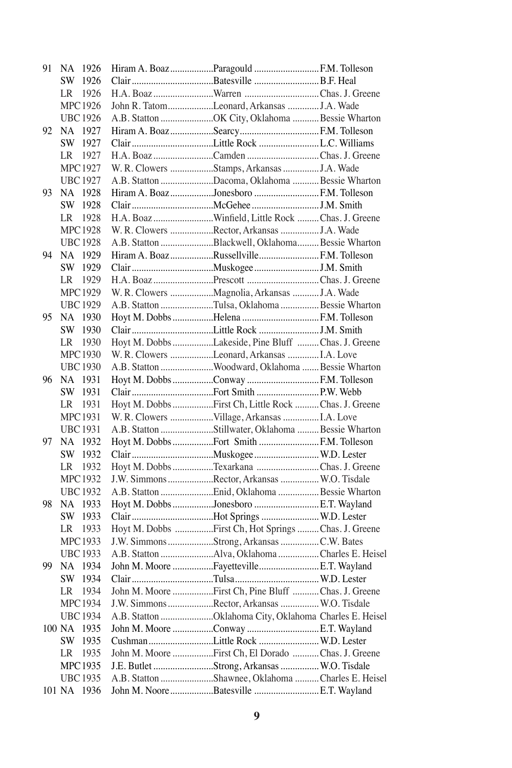| | | | | | |
|---|---|---|---|---|---|
| 91 | NA | 1926 | Hiram A. Boaz | Paragould | F.M. Tolleson |
| | SW | 1926 | Clair | Batesville | B.F. Heal |
| | LR | 1926 | H.A. Boaz | Warren | Chas. J. Greene |
| | MPC | 1926 | John R. Tatom | Leonard, Arkansas | J.A. Wade |
| | UBC | 1926 | A.B. Statton | OK City, Oklahoma | Bessie Wharton |
| 92 | NA | 1927 | Hiram A. Boaz | Searcy | F.M. Tolleson |
| | SW | 1927 | Clair | Little Rock | L.C. Williams |
| | LR | 1927 | H.A. Boaz | Camden | Chas. J. Greene |
| | MPC | 1927 | W. R. Clowers | Stamps, Arkansas | J.A. Wade |
| | UBC | 1927 | A.B. Statton | Dacoma, Oklahoma | Bessie Wharton |
| 93 | NA | 1928 | Hiram A. Boaz | Jonesboro | F.M. Tolleson |
| | SW | 1928 | Clair | McGehee | J.M. Smith |
| | LR | 1928 | H.A. Boaz | Winfield, Little Rock | Chas. J. Greene |
| | MPC | 1928 | W. R. Clowers | Rector, Arkansas | J.A. Wade |
| | UBC | 1928 | A.B. Statton | Blackwell, Oklahoma | Bessie Wharton |
| 94 | NA | 1929 | Hiram A. Boaz | Russellville | F.M. Tolleson |
| | SW | 1929 | Clair | Muskogee | J.M. Smith |
| | LR | 1929 | H.A. Boaz | Prescott | Chas. J. Greene |
| | MPC | 1929 | W. R. Clowers | Magnolia, Arkansas | J.A. Wade |
| | UBC | 1929 | A.B. Statton | Tulsa, Oklahoma | Bessie Wharton |
| 95 | NA | 1930 | Hoyt M. Dobbs | Helena | F.M. Tolleson |
| | SW | 1930 | Clair | Little Rock | J.M. Smith |
| | LR | 1930 | Hoyt M. Dobbs | Lakeside, Pine Bluff | Chas. J. Greene |
| | MPC | 1930 | W. R. Clowers | Leonard, Arkansas | I.A. Love |
| | UBC | 1930 | A.B. Statton | Woodward, Oklahoma | Bessie Wharton |
| 96 | NA | 1931 | Hoyt M. Dobbs | Conway | F.M. Tolleson |
| | SW | 1931 | Clair | Fort Smith | P.W. Webb |
| | LR | 1931 | Hoyt M. Dobbs | First Ch, Little Rock | Chas. J. Greene |
| | MPC | 1931 | W. R. Clowers | Village, Arkansas | I.A. Love |
| | UBC | 1931 | A.B. Statton | Stillwater, Oklahoma | Bessie Wharton |
| 97 | NA | 1932 | Hoyt M. Dobbs | Fort Smith | F.M. Tolleson |
| | SW | 1932 | Clair | Muskogee | W.D. Lester |
| | LR | 1932 | Hoyt M. Dobbs | Texarkana | Chas. J. Greene |
| | MPC | 1932 | J.W. Simmons | Rector, Arkansas | W.O. Tisdale |
| | UBC | 1932 | A.B. Statton | Enid, Oklahoma | Bessie Wharton |
| 98 | NA | 1933 | Hoyt M. Dobbs | Jonesboro | E.T. Wayland |
| | SW | 1933 | Clair | Hot Springs | W.D. Lester |
| | LR | 1933 | Hoyt M. Dobbs | First Ch, Hot Springs | Chas. J. Greene |
| | MPC | 1933 | J.W. Simmons | Strong, Arkansas | C.W. Bates |
| | UBC | 1933 | A.B. Statton | Alva, Oklahoma | Charles E. Heisel |
| 99 | NA | 1934 | John M. Moore | Fayetteville | E.T. Wayland |
| | SW | 1934 | Clair | Tulsa | W.D. Lester |
| | LR | 1934 | John M. Moore | First Ch, Pine Bluff | Chas. J. Greene |
| | MPC | 1934 | J.W. Simmons | Rector, Arkansas | W.O. Tisdale |
| | UBC | 1934 | A.B. Statton | Oklahoma City, Oklahoma | Charles E. Heisel |
| 100 | NA | 1935 | John M. Moore | Conway | E.T. Wayland |
| | SW | 1935 | Cushman | Little Rock | W.D. Lester |
| | LR | 1935 | John M. Moore | First Ch, El Dorado | Chas. J. Greene |
| | MPC | 1935 | J.E. Butlet | Strong, Arkansas | W.O. Tisdale |
| | UBC | 1935 | A.B. Statton | Shawnee, Oklahoma | Charles E. Heisel |
| 101 | NA | 1936 | John M. Noore | Batesville | E.T. Wayland |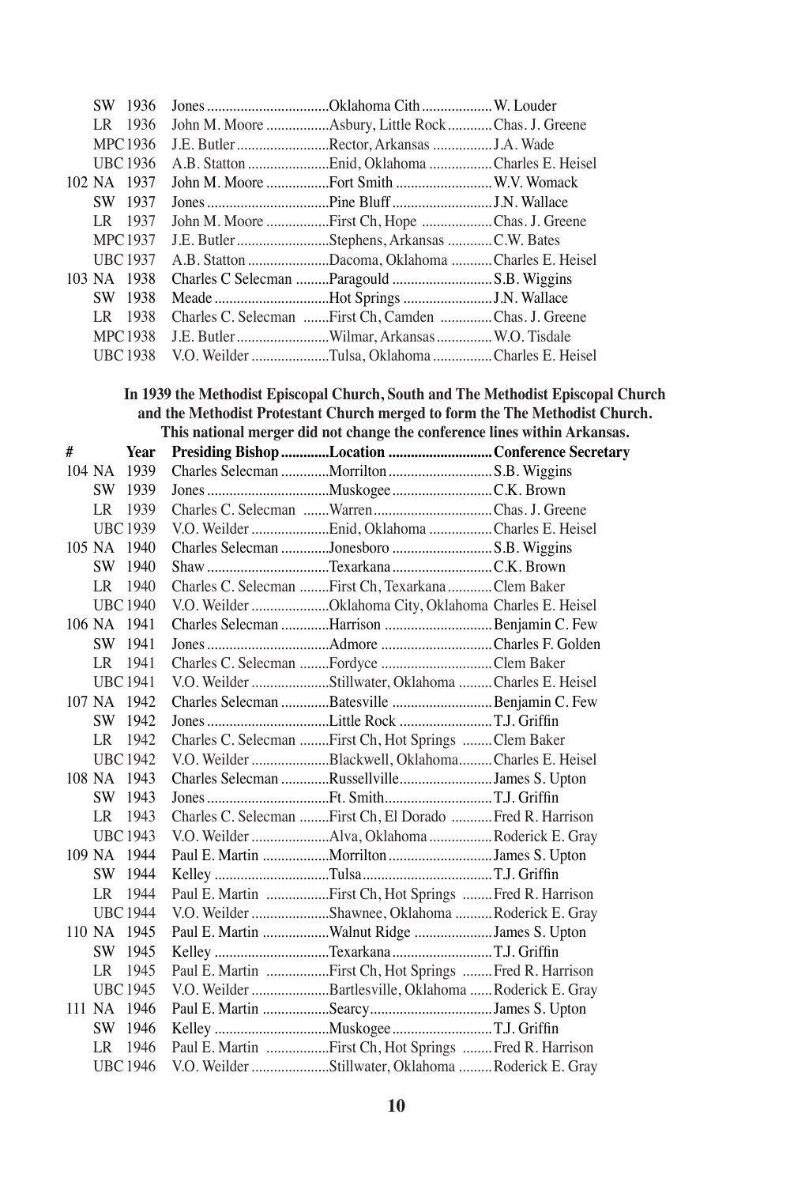| # | Year | Presiding Bishop | Location | Conference Secretary |
|---|---|---|---|---|
| | SW 1936 | Jones | Oklahoma Cith | W. Louder |
| | LR 1936 | John M. Moore | Asbury, Little Rock | Chas. J. Greene |
| | MPC 1936 | J.E. Butler | Rector, Arkansas | J.A. Wade |
| | UBC 1936 | A.B. Statton | Enid, Oklahoma | Charles E. Heisel |
| 102 | NA 1937 | John M. Moore | Fort Smith | W.V. Womack |
| | SW 1937 | Jones | Pine Bluff | J.N. Wallace |
| | LR 1937 | John M. Moore | First Ch, Hope | Chas. J. Greene |
| | MPC 1937 | J.E. Butler | Stephens, Arkansas | C.W. Bates |
| | UBC 1937 | A.B. Statton | Dacoma, Oklahoma | Charles E. Heisel |
| 103 | NA 1938 | Charles C Selecman | Paragould | S.B. Wiggins |
| | SW 1938 | Meade | Hot Springs | J.N. Wallace |
| | LR 1938 | Charles C. Selecman | First Ch, Camden | Chas. J. Greene |
| | MPC 1938 | J.E. Butler | Wilmar, Arkansas | W.O. Tisdale |
| | UBC 1938 | V.O. Weilder | Tulsa, Oklahoma | Charles E. Heisel |

**In 1939 the Methodist Episcopal Church, South and The Methodist Episcopal Church and the Methodist Protestant Church merged to form the The Methodist Church. This national merger did not change the conference lines within Arkansas.**

| # | Year | Presiding Bishop | Location | Conference Secretary |
|---|---|---|---|---|
| 104 | NA 1939 | Charles Selecman | Morrilton | S.B. Wiggins |
| | SW 1939 | Jones | Muskogee | C.K. Brown |
| | LR 1939 | Charles C. Selecman | Warren | Chas. J. Greene |
| | UBC 1939 | V.O. Weilder | Enid, Oklahoma | Charles E. Heisel |
| 105 | NA 1940 | Charles Selecman | Jonesboro | S.B. Wiggins |
| | SW 1940 | Shaw | Texarkana | C.K. Brown |
| | LR 1940 | Charles C. Selecman | First Ch, Texarkana | Clem Baker |
| | UBC 1940 | V.O. Weilder | Oklahoma City, Oklahoma | Charles E. Heisel |
| 106 | NA 1941 | Charles Selecman | Harrison | Benjamin C. Few |
| | SW 1941 | Jones | Admore | Charles F. Golden |
| | LR 1941 | Charles C. Selecman | Fordyce | Clem Baker |
| | UBC 1941 | V.O. Weilder | Stillwater, Oklahoma | Charles E. Heisel |
| 107 | NA 1942 | Charles Selecman | Batesville | Benjamin C. Few |
| | SW 1942 | Jones | Little Rock | T.J. Griffin |
| | LR 1942 | Charles C. Selecman | First Ch, Hot Springs | Clem Baker |
| | UBC 1942 | V.O. Weilder | Blackwell, Oklahoma | Charles E. Heisel |
| 108 | NA 1943 | Charles Selecman | Russellville | James S. Upton |
| | SW 1943 | Jones | Ft. Smith | T.J. Griffin |
| | LR 1943 | Charles C. Selecman | First Ch, El Dorado | Fred R. Harrison |
| | UBC 1943 | V.O. Weilder | Alva, Oklahoma | Roderick E. Gray |
| 109 | NA 1944 | Paul E. Martin | Morrilton | James S. Upton |
| | SW 1944 | Kelley | Tulsa | T.J. Griffin |
| | LR 1944 | Paul E. Martin | First Ch, Hot Springs | Fred R. Harrison |
| | UBC 1944 | V.O. Weilder | Shawnee, Oklahoma | Roderick E. Gray |
| 110 | NA 1945 | Paul E. Martin | Walnut Ridge | James S. Upton |
| | SW 1945 | Kelley | Texarkana | T.J. Griffin |
| | LR 1945 | Paul E. Martin | First Ch, Hot Springs | Fred R. Harrison |
| | UBC 1945 | V.O. Weilder | Bartlesville, Oklahoma | Roderick E. Gray |
| 111 | NA 1946 | Paul E. Martin | Searcy | James S. Upton |
| | SW 1946 | Kelley | Muskogee | T.J. Griffin |
| | LR 1946 | Paul E. Martin | First Ch, Hot Springs | Fred R. Harrison |
| | UBC 1946 | V.O. Weilder | Stillwater, Oklahoma | Roderick E. Gray |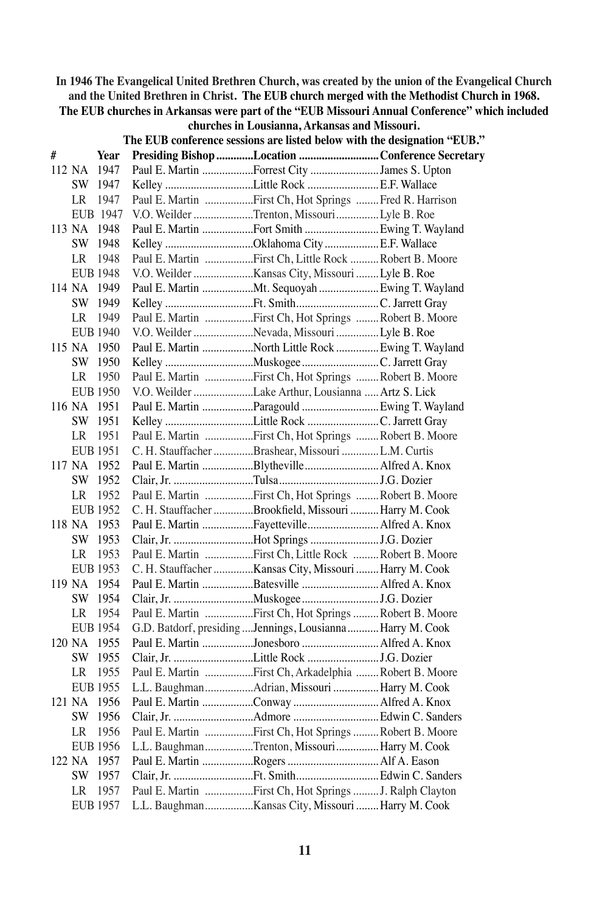**In 1946 The Evangelical United Brethren Church, was created by the union of the Evangelical Church and the United Brethren in Christ. The EUB church merged with the Methodist Church in 1968. The EUB churches in Arkansas were part of the "EUB Missouri Annual Conference" which included churches in Lousianna, Arkansas and Missouri.**

**The EUB conference sessions are listed below with the designation "EUB."**

| # | | Year | Presiding Bishop | Location | Conference Secretary |
|---|---|---|---|---|---|
| 112 | NA | 1947 | Paul E. Martin | Forrest City | James S. Upton |
| | SW | 1947 | Kelley | Little Rock | E.F. Wallace |
| | LR | 1947 | Paul E. Martin | First Ch, Hot Springs | Fred R. Harrison |
| | EUB | 1947 | V.O. Weilder | Trenton, Missouri | Lyle B. Roe |
| 113 | NA | 1948 | Paul E. Martin | Fort Smith | Ewing T. Wayland |
| | SW | 1948 | Kelley | Oklahoma City | E.F. Wallace |
| | LR | 1948 | Paul E. Martin | First Ch, Little Rock | Robert B. Moore |
| | EUB | 1948 | V.O. Weilder | Kansas City, Missouri | Lyle B. Roe |
| 114 | NA | 1949 | Paul E. Martin | Mt. Sequoyah | Ewing T. Wayland |
| | SW | 1949 | Kelley | Ft. Smith | C. Jarrett Gray |
| | LR | 1949 | Paul E. Martin | First Ch, Hot Springs | Robert B. Moore |
| | EUB | 1940 | V.O. Weilder | Nevada, Missouri | Lyle B. Roe |
| 115 | NA | 1950 | Paul E. Martin | North Little Rock | Ewing T. Wayland |
| | SW | 1950 | Kelley | Muskogee | C. Jarrett Gray |
| | LR | 1950 | Paul E. Martin | First Ch, Hot Springs | Robert B. Moore |
| | EUB | 1950 | V.O. Weilder | Lake Arthur, Lousianna | Artz S. Lick |
| 116 | NA | 1951 | Paul E. Martin | Paragould | Ewing T. Wayland |
| | SW | 1951 | Kelley | Little Rock | C. Jarrett Gray |
| | LR | 1951 | Paul E. Martin | First Ch, Hot Springs | Robert B. Moore |
| | EUB | 1951 | C. H. Stauffacher | Brashear, Missouri | L.M. Curtis |
| 117 | NA | 1952 | Paul E. Martin | Blytheville | Alfred A. Knox |
| | SW | 1952 | Clair, Jr. | Tulsa | J.G. Dozier |
| | LR | 1952 | Paul E. Martin | First Ch, Hot Springs | Robert B. Moore |
| | EUB | 1952 | C. H. Stauffacher | Brookfield, Missouri | Harry M. Cook |
| 118 | NA | 1953 | Paul E. Martin | Fayetteville | Alfred A. Knox |
| | SW | 1953 | Clair, Jr. | Hot Springs | J.G. Dozier |
| | LR | 1953 | Paul E. Martin | First Ch, Little Rock | Robert B. Moore |
| | EUB | 1953 | C. H. Stauffacher | Kansas City, Missouri | Harry M. Cook |
| 119 | NA | 1954 | Paul E. Martin | Batesville | Alfred A. Knox |
| | SW | 1954 | Clair, Jr. | Muskogee | J.G. Dozier |
| | LR | 1954 | Paul E. Martin | First Ch, Hot Springs | Robert B. Moore |
| | EUB | 1954 | G.D. Batdorf, presiding | Jennings, Lousianna | Harry M. Cook |
| 120 | NA | 1955 | Paul E. Martin | Jonesboro | Alfred A. Knox |
| | SW | 1955 | Clair, Jr. | Little Rock | J.G. Dozier |
| | LR | 1955 | Paul E. Martin | First Ch, Arkadelphia | Robert B. Moore |
| | EUB | 1955 | L.L. Baughman | Adrian, Missouri | Harry M. Cook |
| 121 | NA | 1956 | Paul E. Martin | Conway | Alfred A. Knox |
| | SW | 1956 | Clair, Jr. | Admore | Edwin C. Sanders |
| | LR | 1956 | Paul E. Martin | First Ch, Hot Springs | Robert B. Moore |
| | EUB | 1956 | L.L. Baughman | Trenton, Missouri | Harry M. Cook |
| 122 | NA | 1957 | Paul E. Martin | Rogers | Alf A. Eason |
| | SW | 1957 | Clair, Jr. | Ft. Smith | Edwin C. Sanders |
| | LR | 1957 | Paul E. Martin | First Ch, Hot Springs | J. Ralph Clayton |
| | EUB | 1957 | L.L. Baughman | Kansas City, Missouri | Harry M. Cook |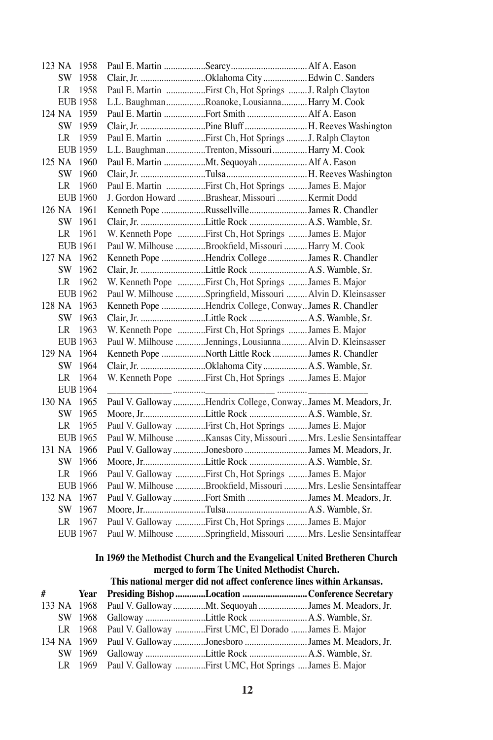| # | Year | Presiding Bishop | Location | Conference Secretary |
|---|---|---|---|---|
| 123 NA | 1958 | Paul E. Martin | Searcy | Alf A. Eason |
| SW | 1958 | Clair, Jr. | Oklahoma City | Edwin C. Sanders |
| LR | 1958 | Paul E. Martin | First Ch, Hot Springs | J. Ralph Clayton |
| EUB | 1958 | L.L. Baughman | Roanoke, Lousianna | Harry M. Cook |
| 124 NA | 1959 | Paul E. Martin | Fort Smith | Alf A. Eason |
| SW | 1959 | Clair, Jr. | Pine Bluff | H. Reeves Washington |
| LR | 1959 | Paul E. Martin | First Ch, Hot Springs | J. Ralph Clayton |
| EUB | 1959 | L.L. Baughman | Trenton, Missouri | Harry M. Cook |
| 125 NA | 1960 | Paul E. Martin | Mt. Sequoyah | Alf A. Eason |
| SW | 1960 | Clair, Jr. | Tulsa | H. Reeves Washington |
| LR | 1960 | Paul E. Martin | First Ch, Hot Springs | James E. Major |
| EUB | 1960 | J. Gordon Howard | Brashear, Missouri | Kermit Dodd |
| 126 NA | 1961 | Kenneth Pope | Russellville | James R. Chandler |
| SW | 1961 | Clair, Jr. | Little Rock | A.S. Wamble, Sr. |
| LR | 1961 | W. Kenneth Pope | First Ch, Hot Springs | James E. Major |
| EUB | 1961 | Paul W. Milhouse | Brookfield, Missouri | Harry M. Cook |
| 127 NA | 1962 | Kenneth Pope | Hendrix College | James R. Chandler |
| SW | 1962 | Clair, Jr. | Little Rock | A.S. Wamble, Sr. |
| LR | 1962 | W. Kenneth Pope | First Ch, Hot Springs | James E. Major |
| EUB | 1962 | Paul W. Milhouse | Springfield, Missouri | Alvin D. Kleinsasser |
| 128 NA | 1963 | Kenneth Pope | Hendrix College, Conway | James R. Chandler |
| SW | 1963 | Clair, Jr. | Little Rock | A.S. Wamble, Sr. |
| LR | 1963 | W. Kenneth Pope | First Ch, Hot Springs | James E. Major |
| EUB | 1963 | Paul W. Milhouse | Jennings, Lousianna | Alvin D. Kleinsasser |
| 129 NA | 1964 | Kenneth Pope | North Little Rock | James R. Chandler |
| SW | 1964 | Clair, Jr. | Oklahoma City | A.S. Wamble, Sr. |
| LR | 1964 | W. Kenneth Pope | First Ch, Hot Springs | James E. Major |
| EUB | 1964 | ______________ | ______________ | ______________ |
| 130 NA | 1965 | Paul V. Galloway | Hendrix College, Conway | James M. Meadors, Jr. |
| SW | 1965 | Moore, Jr. | Little Rock | A.S. Wamble, Sr. |
| LR | 1965 | Paul V. Galloway | First Ch, Hot Springs | James E. Major |
| EUB | 1965 | Paul W. Milhouse | Kansas City, Missouri | Mrs. Leslie Sensintaffear |
| 131 NA | 1966 | Paul V. Galloway | Jonesboro | James M. Meadors, Jr. |
| SW | 1966 | Moore, Jr. | Little Rock | A.S. Wamble, Sr. |
| LR | 1966 | Paul V. Galloway | First Ch, Hot Springs | James E. Major |
| EUB | 1966 | Paul W. Milhouse | Brookfield, Missouri | Mrs. Leslie Sensintaffear |
| 132 NA | 1967 | Paul V. Galloway | Fort Smith | James M. Meadors, Jr. |
| SW | 1967 | Moore, Jr. | Tulsa | A.S. Wamble, Sr. |
| LR | 1967 | Paul V. Galloway | First Ch, Hot Springs | James E. Major |
| EUB | 1967 | Paul W. Milhouse | Springfield, Missouri | Mrs. Leslie Sensintaffear |

**In 1969 the Methodist Church and the Evangelical United Bretheren Church merged to form The United Methodist Church.**
**This national merger did not affect conference lines within Arkansas.**

| # | Year | Presiding Bishop | Location | Conference Secretary |
|---|---|---|---|---|
| 133 NA | 1968 | Paul V. Galloway | Mt. Sequoyah | James M. Meadors, Jr. |
| SW | 1968 | Galloway | Little Rock | A.S. Wamble, Sr. |
| LR | 1968 | Paul V. Galloway | First UMC, El Dorado | James E. Major |
| 134 NA | 1969 | Paul V. Galloway | Jonesboro | James M. Meadors, Jr. |
| SW | 1969 | Galloway | Little Rock | A.S. Wamble, Sr. |
| LR | 1969 | Paul V. Galloway | First UMC, Hot Springs | James E. Major |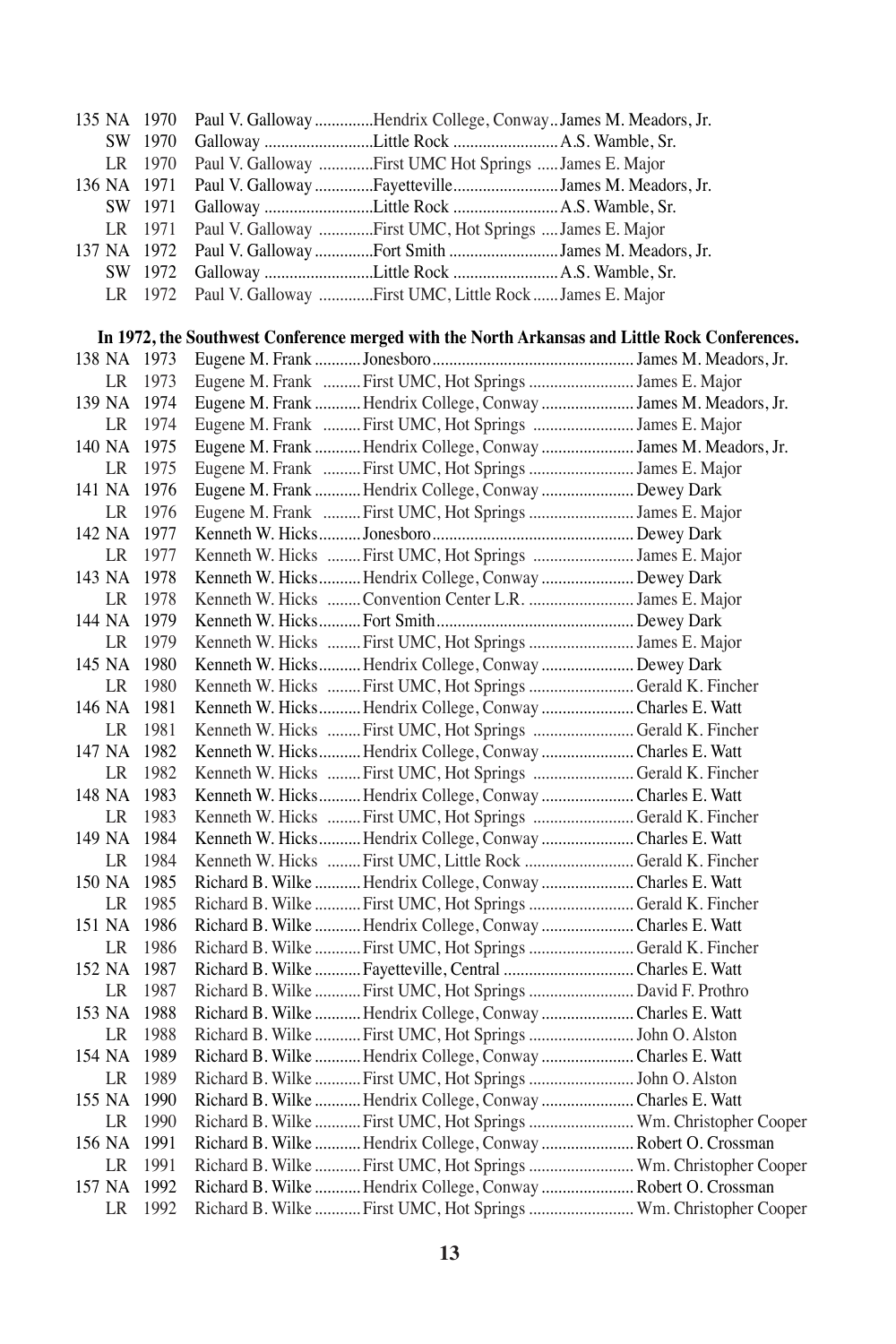| | | | | | |
|---|---|---|---|---|---|
| 135 | NA | 1970 | Paul V. Galloway | Hendrix College, Conway | James M. Meadors, Jr. |
| | SW | 1970 | Galloway | Little Rock | A.S. Wamble, Sr. |
| | LR | 1970 | Paul V. Galloway | First UMC Hot Springs | James E. Major |
| 136 | NA | 1971 | Paul V. Galloway | Fayetteville | James M. Meadors, Jr. |
| | SW | 1971 | Galloway | Little Rock | A.S. Wamble, Sr. |
| | LR | 1971 | Paul V. Galloway | First UMC, Hot Springs | James E. Major |
| 137 | NA | 1972 | Paul V. Galloway | Fort Smith | James M. Meadors, Jr. |
| | SW | 1972 | Galloway | Little Rock | A.S. Wamble, Sr. |
| | LR | 1972 | Paul V. Galloway | First UMC, Little Rock | James E. Major |

**In 1972, the Southwest Conference merged with the North Arkansas and Little Rock Conferences.**

| | | | | | |
|---|---|---|---|---|---|
| 138 | NA | 1973 | Eugene M. Frank | Jonesboro | James M. Meadors, Jr. |
| | LR | 1973 | Eugene M. Frank | First UMC, Hot Springs | James E. Major |
| 139 | NA | 1974 | Eugene M. Frank | Hendrix College, Conway | James M. Meadors, Jr. |
| | LR | 1974 | Eugene M. Frank | First UMC, Hot Springs | James E. Major |
| 140 | NA | 1975 | Eugene M. Frank | Hendrix College, Conway | James M. Meadors, Jr. |
| | LR | 1975 | Eugene M. Frank | First UMC, Hot Springs | James E. Major |
| 141 | NA | 1976 | Eugene M. Frank | Hendrix College, Conway | Dewey Dark |
| | LR | 1976 | Eugene M. Frank | First UMC, Hot Springs | James E. Major |
| 142 | NA | 1977 | Kenneth W. Hicks | Jonesboro | Dewey Dark |
| | LR | 1977 | Kenneth W. Hicks | First UMC, Hot Springs | James E. Major |
| 143 | NA | 1978 | Kenneth W. Hicks | Hendrix College, Conway | Dewey Dark |
| | LR | 1978 | Kenneth W. Hicks | Convention Center L.R. | James E. Major |
| 144 | NA | 1979 | Kenneth W. Hicks | Fort Smith | Dewey Dark |
| | LR | 1979 | Kenneth W. Hicks | First UMC, Hot Springs | James E. Major |
| 145 | NA | 1980 | Kenneth W. Hicks | Hendrix College, Conway | Dewey Dark |
| | LR | 1980 | Kenneth W. Hicks | First UMC, Hot Springs | Gerald K. Fincher |
| 146 | NA | 1981 | Kenneth W. Hicks | Hendrix College, Conway | Charles E. Watt |
| | LR | 1981 | Kenneth W. Hicks | First UMC, Hot Springs | Gerald K. Fincher |
| 147 | NA | 1982 | Kenneth W. Hicks | Hendrix College, Conway | Charles E. Watt |
| | LR | 1982 | Kenneth W. Hicks | First UMC, Hot Springs | Gerald K. Fincher |
| 148 | NA | 1983 | Kenneth W. Hicks | Hendrix College, Conway | Charles E. Watt |
| | LR | 1983 | Kenneth W. Hicks | First UMC, Hot Springs | Gerald K. Fincher |
| 149 | NA | 1984 | Kenneth W. Hicks | Hendrix College, Conway | Charles E. Watt |
| | LR | 1984 | Kenneth W. Hicks | First UMC, Little Rock | Gerald K. Fincher |
| 150 | NA | 1985 | Richard B. Wilke | Hendrix College, Conway | Charles E. Watt |
| | LR | 1985 | Richard B. Wilke | First UMC, Hot Springs | Gerald K. Fincher |
| 151 | NA | 1986 | Richard B. Wilke | Hendrix College, Conway | Charles E. Watt |
| | LR | 1986 | Richard B. Wilke | First UMC, Hot Springs | Gerald K. Fincher |
| 152 | NA | 1987 | Richard B. Wilke | Fayetteville, Central | Charles E. Watt |
| | LR | 1987 | Richard B. Wilke | First UMC, Hot Springs | David F. Prothro |
| 153 | NA | 1988 | Richard B. Wilke | Hendrix College, Conway | Charles E. Watt |
| | LR | 1988 | Richard B. Wilke | First UMC, Hot Springs | John O. Alston |
| 154 | NA | 1989 | Richard B. Wilke | Hendrix College, Conway | Charles E. Watt |
| | LR | 1989 | Richard B. Wilke | First UMC, Hot Springs | John O. Alston |
| 155 | NA | 1990 | Richard B. Wilke | Hendrix College, Conway | Charles E. Watt |
| | LR | 1990 | Richard B. Wilke | First UMC, Hot Springs | Wm. Christopher Cooper |
| 156 | NA | 1991 | Richard B. Wilke | Hendrix College, Conway | Robert O. Crossman |
| | LR | 1991 | Richard B. Wilke | First UMC, Hot Springs | Wm. Christopher Cooper |
| 157 | NA | 1992 | Richard B. Wilke | Hendrix College, Conway | Robert O. Crossman |
| | LR | 1992 | Richard B. Wilke | First UMC, Hot Springs | Wm. Christopher Cooper |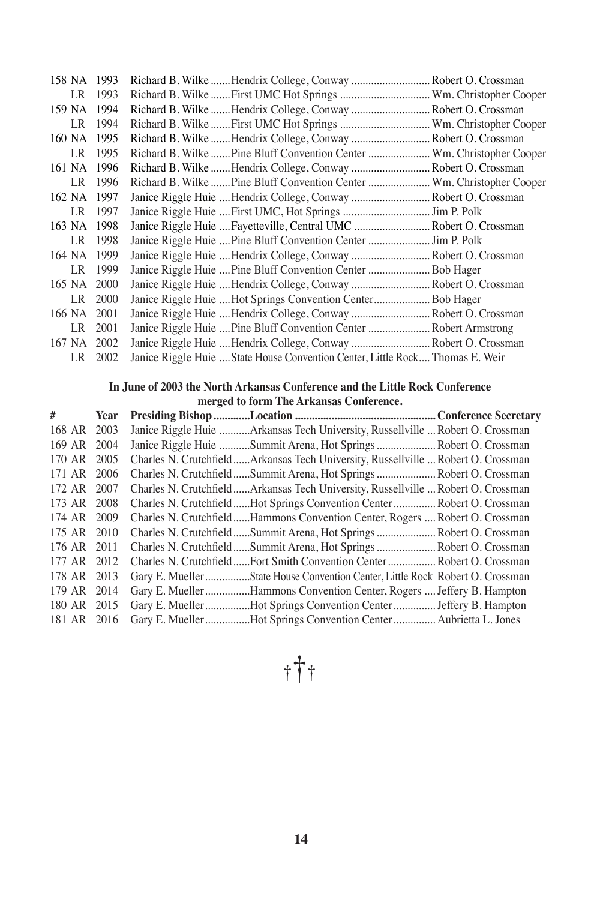| | | | | | |
|---|---|---|---|---|---|
| 158 | NA | 1993 | Richard B. Wilke | Hendrix College, Conway | Robert O. Crossman |
| | LR | 1993 | Richard B. Wilke | First UMC Hot Springs | Wm. Christopher Cooper |
| 159 | NA | 1994 | Richard B. Wilke | Hendrix College, Conway | Robert O. Crossman |
| | LR | 1994 | Richard B. Wilke | First UMC Hot Springs | Wm. Christopher Cooper |
| 160 | NA | 1995 | Richard B. Wilke | Hendrix College, Conway | Robert O. Crossman |
| | LR | 1995 | Richard B. Wilke | Pine Bluff Convention Center | Wm. Christopher Cooper |
| 161 | NA | 1996 | Richard B. Wilke | Hendrix College, Conway | Robert O. Crossman |
| | LR | 1996 | Richard B. Wilke | Pine Bluff Convention Center | Wm. Christopher Cooper |
| 162 | NA | 1997 | Janice Riggle Huie | Hendrix College, Conway | Robert O. Crossman |
| | LR | 1997 | Janice Riggle Huie | First UMC, Hot Springs | Jim P. Polk |
| 163 | NA | 1998 | Janice Riggle Huie | Fayetteville, Central UMC | Robert O. Crossman |
| | LR | 1998 | Janice Riggle Huie | Pine Bluff Convention Center | Jim P. Polk |
| 164 | NA | 1999 | Janice Riggle Huie | Hendrix College, Conway | Robert O. Crossman |
| | LR | 1999 | Janice Riggle Huie | Pine Bluff Convention Center | Bob Hager |
| 165 | NA | 2000 | Janice Riggle Huie | Hendrix College, Conway | Robert O. Crossman |
| | LR | 2000 | Janice Riggle Huie | Hot Springs Convention Center | Bob Hager |
| 166 | NA | 2001 | Janice Riggle Huie | Hendrix College, Conway | Robert O. Crossman |
| | LR | 2001 | Janice Riggle Huie | Pine Bluff Convention Center | Robert Armstrong |
| 167 | NA | 2002 | Janice Riggle Huie | Hendrix College, Conway | Robert O. Crossman |
| | LR | 2002 | Janice Riggle Huie | State House Convention Center, Little Rock | Thomas E. Weir |

**In June of 2003 the North Arkansas Conference and the Little Rock Conference merged to form The Arkansas Conference.**

| # | | Year | Presiding Bishop | Location | Conference Secretary |
|---|---|---|---|---|---|
| 168 | AR | 2003 | Janice Riggle Huie | Arkansas Tech University, Russellville | Robert O. Crossman |
| 169 | AR | 2004 | Janice Riggle Huie | Summit Arena, Hot Springs | Robert O. Crossman |
| 170 | AR | 2005 | Charles N. Crutchfield | Arkansas Tech University, Russellville | Robert O. Crossman |
| 171 | AR | 2006 | Charles N. Crutchfield | Summit Arena, Hot Springs | Robert O. Crossman |
| 172 | AR | 2007 | Charles N. Crutchfield | Arkansas Tech University, Russellville | Robert O. Crossman |
| 173 | AR | 2008 | Charles N. Crutchfield | Hot Springs Convention Center | Robert O. Crossman |
| 174 | AR | 2009 | Charles N. Crutchfield | Hammons Convention Center, Rogers | Robert O. Crossman |
| 175 | AR | 2010 | Charles N. Crutchfield | Summit Arena, Hot Springs | Robert O. Crossman |
| 176 | AR | 2011 | Charles N. Crutchfield | Summit Arena, Hot Springs | Robert O. Crossman |
| 177 | AR | 2012 | Charles N. Crutchfield | Fort Smith Convention Center | Robert O. Crossman |
| 178 | AR | 2013 | Gary E. Mueller | State House Convention Center, Little Rock | Robert O. Crossman |
| 179 | AR | 2014 | Gary E. Mueller | Hammons Convention Center, Rogers | Jeffery B. Hampton |
| 180 | AR | 2015 | Gary E. Mueller | Hot Springs Convention Center | Jeffery B. Hampton |
| 181 | AR | 2016 | Gary E. Mueller | Hot Springs Convention Center | Aubrietta L. Jones |